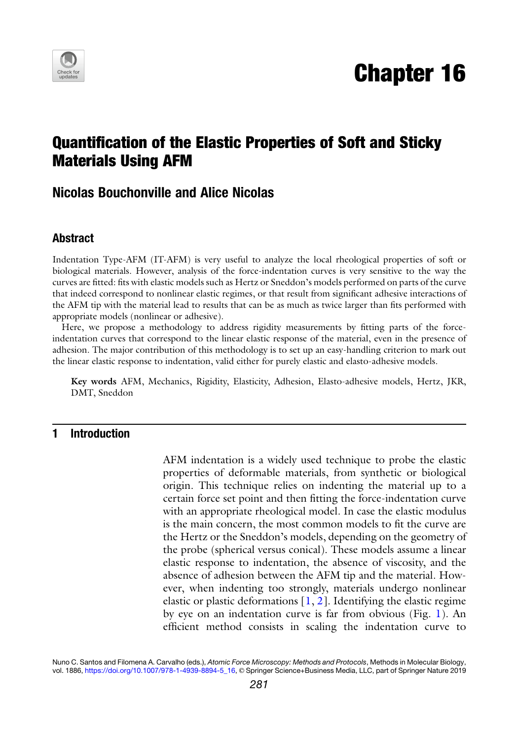# Chapter 16

## Quantification of the Elastic Properties of Soft and Sticky Materials Using AFM

### Nicolas Bouchonville and Alice Nicolas

### Abstract

Indentation Type-AFM (IT-AFM) is very useful to analyze the local rheological properties of soft or biological materials. However, analysis of the force-indentation curves is very sensitive to the way the curves are fitted: fits with elastic models such as Hertz or Sneddon's models performed on parts of the curve that indeed correspond to nonlinear elastic regimes, or that result from significant adhesive interactions of the AFM tip with the material lead to results that can be as much as twice larger than fits performed with appropriate models (nonlinear or adhesive).

Here, we propose a methodology to address rigidity measurements by fitting parts of the force-indentation curves that correspond to the linear elastic response of the material, even in the presence of adhesion. The major contribution of this methodology is to set up an easy-handling criterion to mark out the linear elastic response to indentation, valid either for purely elastic and elasto-adhesive models.

**Key words** AFM, Mechanics, Rigidity, Elasticity, Adhesion, Elasto-adhesive models, Hertz, JKR, DMT, Sneddon

## 1 Introduction

AFM indentation is a widely used technique to probe the elastic properties of deformable materials, from synthetic or biological origin. This technique relies on indenting the material up to a certain force set point and then fitting the force-indentation curve with an appropriate rheological model. In case the elastic modulus is the main concern, the most common models to fit the curve are the Hertz or the Sneddon's models, depending on the geometry of the probe (spherical versus conical). These models assume a linear elastic response to indentation, the absence of viscosity, and the absence of adhesion between the AFM tip and the material. However, when indenting too strongly, materials undergo nonlinear elastic or plastic deformations [1, 2]. Identifying the elastic regime by eye on an indentation curve is far from obvious (Fig. 1). An efficient method consists in scaling the indentation curve to

Nuno C. Santos and Filomena A. Carvalho (eds.), *Atomic Force Microscopy: Methods and Protocols*, Methods in Molecular Biology, vol. 1886, https://doi.org/10.1007/978-1-4939-8894-5_16, © Springer Science+Business Media, LLC, part of Springer Nature 2019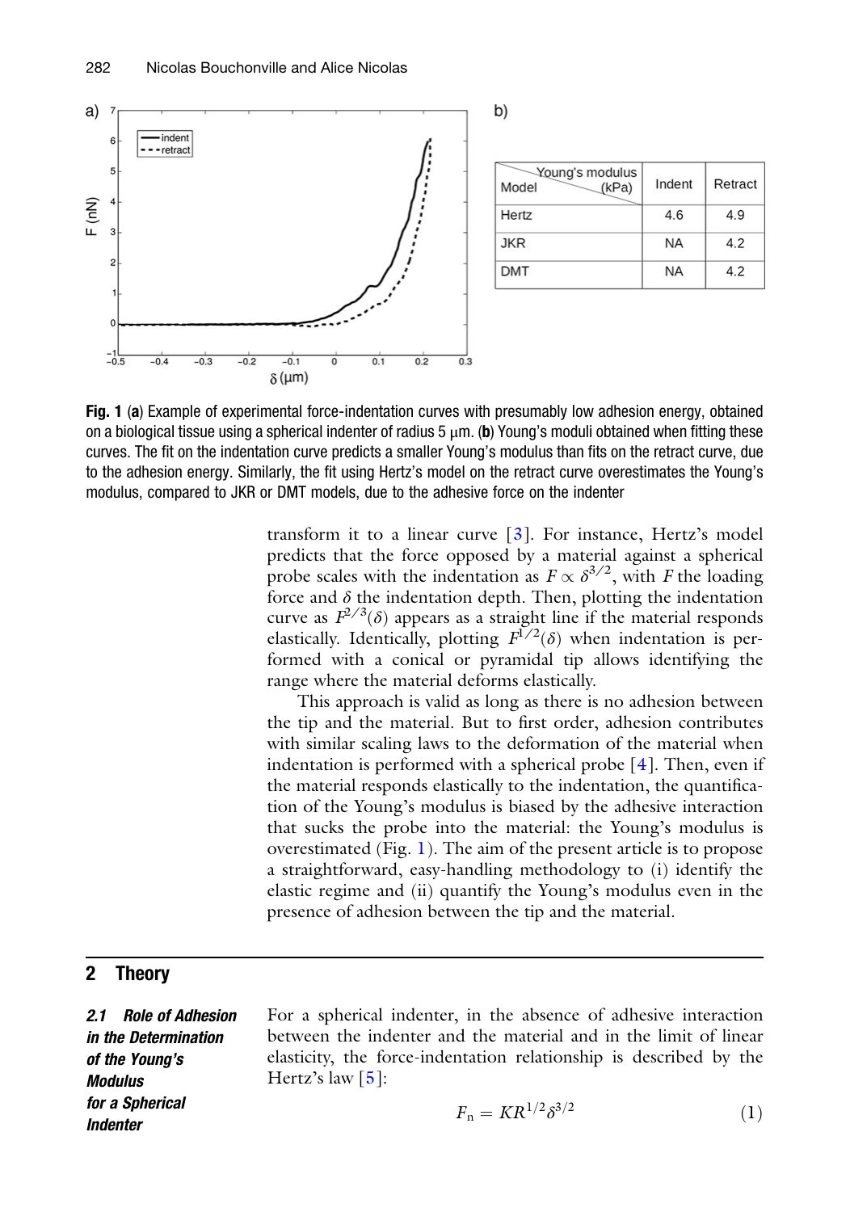a)

b)

| Model \ Young's modulus (kPa) | Indent | Retract |
| --- | --- | --- |
| Hertz | 4.6 | 4.9 |
| JKR | NA | 4.2 |
| DMT | NA | 4.2 |

**Fig. 1** (**a**) Example of experimental force-indentation curves with presumably low adhesion energy, obtained on a biological tissue using a spherical indenter of radius 5 μm. (**b**) Young's moduli obtained when fitting these curves. The fit on the indentation curve predicts a smaller Young's modulus than fits on the retract curve, due to the adhesion energy. Similarly, the fit using Hertz's model on the retract curve overestimates the Young's modulus, compared to JKR or DMT models, due to the adhesive force on the indenter

transform it to a linear curve [3]. For instance, Hertz's model predicts that the force opposed by a material against a spherical probe scales with the indentation as $F \propto \delta^{3/2}$, with $F$ the loading force and $\delta$ the indentation depth. Then, plotting the indentation curve as $F^{2/3}(\delta)$ appears as a straight line if the material responds elastically. Identically, plotting $F^{1/2}(\delta)$ when indentation is performed with a conical or pyramidal tip allows identifying the range where the material deforms elastically.

This approach is valid as long as there is no adhesion between the tip and the material. But to first order, adhesion contributes with similar scaling laws to the deformation of the material when indentation is performed with a spherical probe [4]. Then, even if the material responds elastically to the indentation, the quantification of the Young's modulus is biased by the adhesive interaction that sucks the probe into the material: the Young's modulus is overestimated (Fig. 1). The aim of the present article is to propose a straightforward, easy-handling methodology to (i) identify the elastic regime and (ii) quantify the Young's modulus even in the presence of adhesion between the tip and the material.

## 2 Theory

### *2.1 Role of Adhesion in the Determination of the Young's Modulus for a Spherical Indenter*

For a spherical indenter, in the absence of adhesive interaction between the indenter and the material and in the limit of linear elasticity, the force-indentation relationship is described by the Hertz's law [5]:

$$F_n = KR^{1/2}\delta^{3/2} \tag{1}$$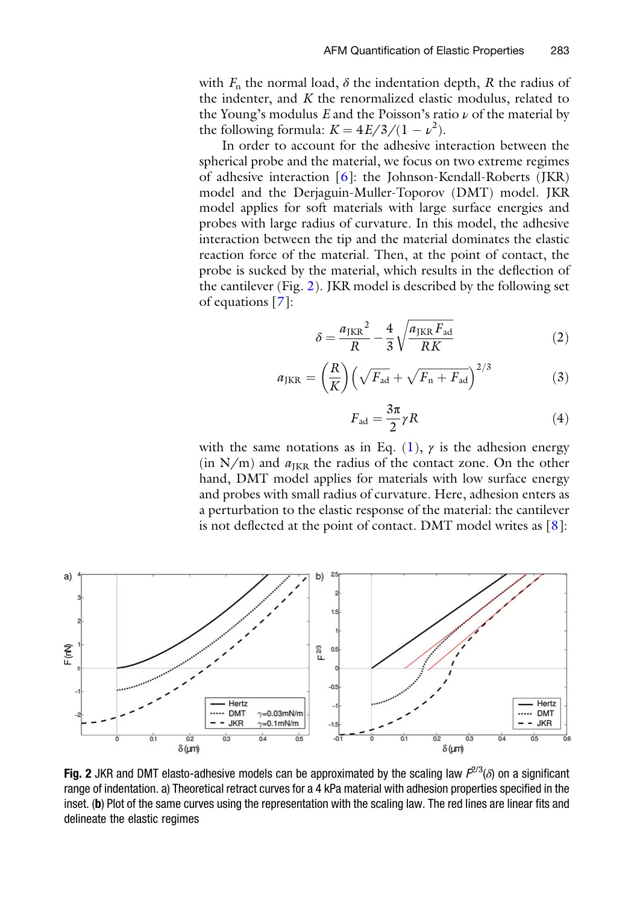with $F_n$ the normal load, $\delta$ the indentation depth, $R$ the radius of the indenter, and $K$ the renormalized elastic modulus, related to the Young's modulus $E$ and the Poisson's ratio $\nu$ of the material by the following formula: $K = 4E/3/(1-\nu^2)$.

In order to account for the adhesive interaction between the spherical probe and the material, we focus on two extreme regimes of adhesive interaction [6]: the Johnson-Kendall-Roberts (JKR) model and the Derjaguin-Muller-Toporov (DMT) model. JKR model applies for soft materials with large surface energies and probes with large radius of curvature. In this model, the adhesive interaction between the tip and the material dominates the elastic reaction force of the material. Then, at the point of contact, the probe is sucked by the material, which results in the deflection of the cantilever (Fig. 2). JKR model is described by the following set of equations [7]:

$$\delta = \frac{{a_{\mathrm{JKR}}}^2}{R} - \frac{4}{3}\sqrt{\frac{a_{\mathrm{JKR}} F_{\mathrm{ad}}}{RK}} \tag{2}$$

$$a_{\mathrm{JKR}} = \left(\frac{R}{K}\right)\left(\sqrt{F_{\mathrm{ad}}} + \sqrt{F_n + F_{\mathrm{ad}}}\right)^{2/3} \tag{3}$$

$$F_{\mathrm{ad}} = \frac{3\pi}{2}\gamma R \tag{4}$$

with the same notations as in Eq. (1), $\gamma$ is the adhesion energy (in N/m) and $a_{\mathrm{JKR}}$ the radius of the contact zone. On the other hand, DMT model applies for materials with low surface energy and probes with small radius of curvature. Here, adhesion enters as a perturbation to the elastic response of the material: the cantilever is not deflected at the point of contact. DMT model writes as [8]:

**Fig. 2** JKR and DMT elasto-adhesive models can be approximated by the scaling law $F^{2/3}(\delta)$ on a significant range of indentation. a) Theoretical retract curves for a 4 kPa material with adhesion properties specified in the inset. (**b**) Plot of the same curves using the representation with the scaling law. The red lines are linear fits and delineate the elastic regimes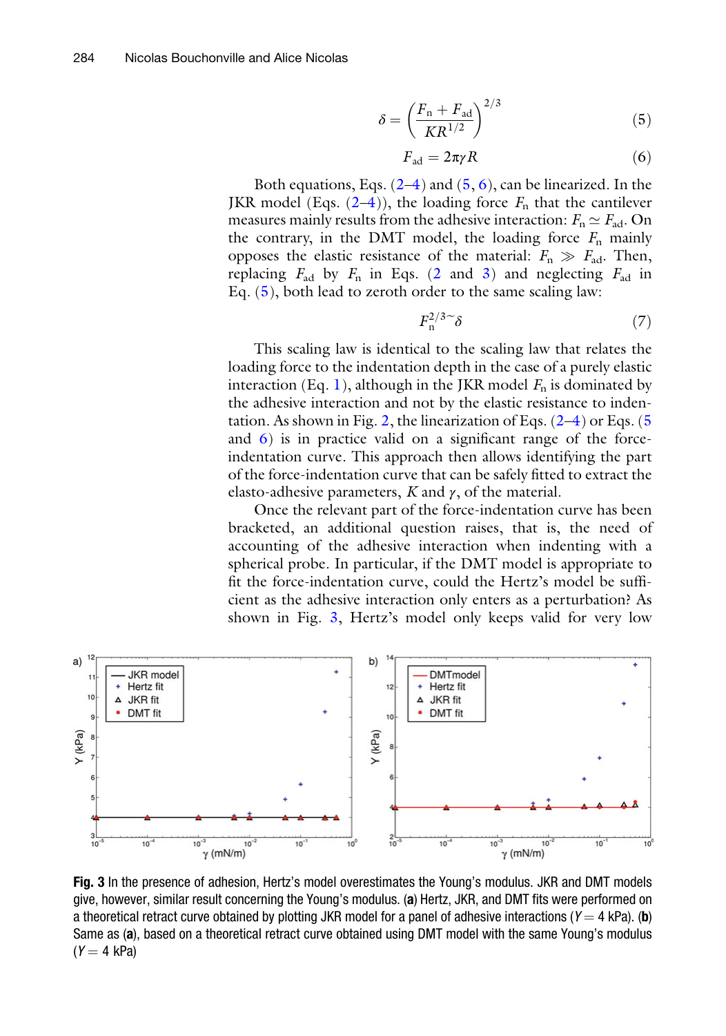$$\delta = \left(\frac{F_n + F_{ad}}{KR^{1/2}}\right)^{2/3} \tag{5}$$

$$F_{ad} = 2\pi\gamma R \tag{6}$$

Both equations, Eqs. (2–4) and (5, 6), can be linearized. In the JKR model (Eqs. (2–4)), the loading force $F_n$ that the cantilever measures mainly results from the adhesive interaction: $F_n \simeq F_{ad}$. On the contrary, in the DMT model, the loading force $F_n$ mainly opposes the elastic resistance of the material: $F_n \gg F_{ad}$. Then, replacing $F_{ad}$ by $F_n$ in Eqs. (2 and 3) and neglecting $F_{ad}$ in Eq. (5), both lead to zeroth order to the same scaling law:

$$F_n^{2/3} \sim \delta \tag{7}$$

This scaling law is identical to the scaling law that relates the loading force to the indentation depth in the case of a purely elastic interaction (Eq. 1), although in the JKR model $F_n$ is dominated by the adhesive interaction and not by the elastic resistance to indentation. As shown in Fig. 2, the linearization of Eqs. (2–4) or Eqs. (5 and 6) is in practice valid on a significant range of the force-indentation curve. This approach then allows identifying the part of the force-indentation curve that can be safely fitted to extract the elasto-adhesive parameters, $K$ and $\gamma$, of the material.

Once the relevant part of the force-indentation curve has been bracketed, an additional question raises, that is, the need of accounting of the adhesive interaction when indenting with a spherical probe. In particular, if the DMT model is appropriate to fit the force-indentation curve, could the Hertz's model be sufficient as the adhesive interaction only enters as a perturbation? As shown in Fig. 3, Hertz's model only keeps valid for very low

**Fig. 3** In the presence of adhesion, Hertz's model overestimates the Young's modulus. JKR and DMT models give, however, similar result concerning the Young's modulus. (**a**) Hertz, JKR, and DMT fits were performed on a theoretical retract curve obtained by plotting JKR model for a panel of adhesive interactions ($Y = 4$ kPa). (**b**) Same as (**a**), based on a theoretical retract curve obtained using DMT model with the same Young's modulus ($Y = 4$ kPa)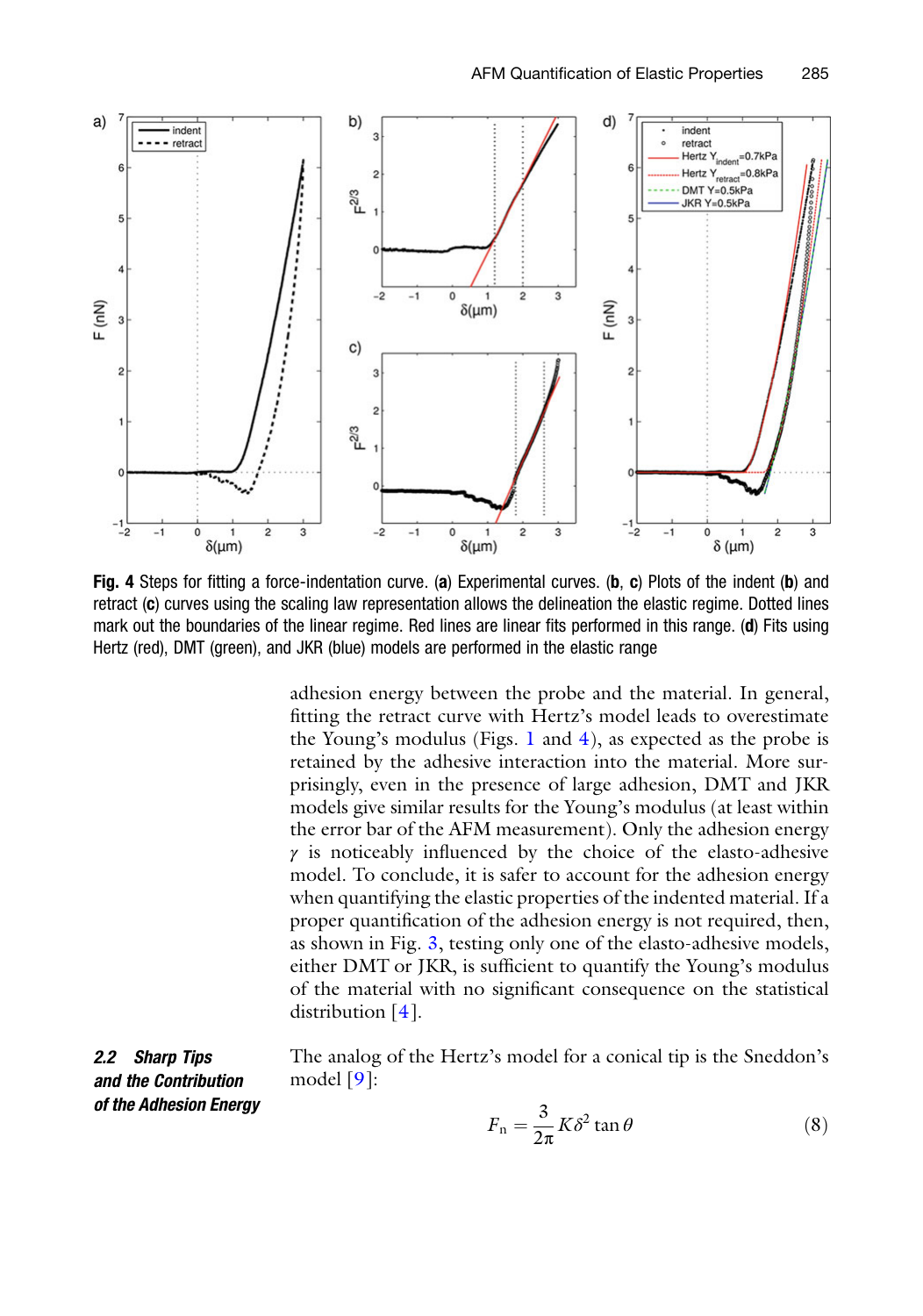**Fig. 4** Steps for fitting a force-indentation curve. (**a**) Experimental curves. (**b**, **c**) Plots of the indent (**b**) and retract (**c**) curves using the scaling law representation allows the delineation the elastic regime. Dotted lines mark out the boundaries of the linear regime. Red lines are linear fits performed in this range. (**d**) Fits using Hertz (red), DMT (green), and JKR (blue) models are performed in the elastic range

adhesion energy between the probe and the material. In general, fitting the retract curve with Hertz's model leads to overestimate the Young's modulus (Figs. 1 and 4), as expected as the probe is retained by the adhesive interaction into the material. More surprisingly, even in the presence of large adhesion, DMT and JKR models give similar results for the Young's modulus (at least within the error bar of the AFM measurement). Only the adhesion energy $\gamma$ is noticeably influenced by the choice of the elasto-adhesive model. To conclude, it is safer to account for the adhesion energy when quantifying the elastic properties of the indented material. If a proper quantification of the adhesion energy is not required, then, as shown in Fig. 3, testing only one of the elasto-adhesive models, either DMT or JKR, is sufficient to quantify the Young's modulus of the material with no significant consequence on the statistical distribution [4].

### 2.2 Sharp Tips and the Contribution of the Adhesion Energy

The analog of the Hertz's model for a conical tip is the Sneddon's model [9]:

$$F_n = \frac{3}{2\pi} K \delta^2 \tan\theta \tag{8}$$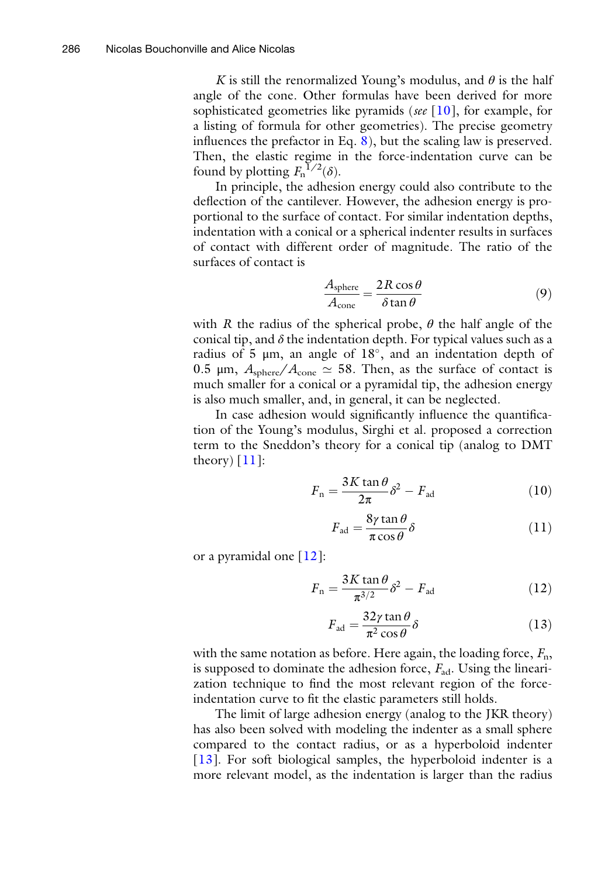$K$ is still the renormalized Young's modulus, and $\theta$ is the half angle of the cone. Other formulas have been derived for more sophisticated geometries like pyramids (*see* [10], for example, for a listing of formula for other geometries). The precise geometry influences the prefactor in Eq. 8), but the scaling law is preserved. Then, the elastic regime in the force-indentation curve can be found by plotting $F_n^{1/2}(\delta)$.

In principle, the adhesion energy could also contribute to the deflection of the cantilever. However, the adhesion energy is proportional to the surface of contact. For similar indentation depths, indentation with a conical or a spherical indenter results in surfaces of contact with different order of magnitude. The ratio of the surfaces of contact is

$$\frac{A_{\text{sphere}}}{A_{\text{cone}}} = \frac{2R\cos\theta}{\delta\tan\theta} \tag{9}$$

with $R$ the radius of the spherical probe, $\theta$ the half angle of the conical tip, and $\delta$ the indentation depth. For typical values such as a radius of 5 μm, an angle of 18°, and an indentation depth of 0.5 μm, $A_{\text{sphere}}/A_{\text{cone}} \simeq 58$. Then, as the surface of contact is much smaller for a conical or a pyramidal tip, the adhesion energy is also much smaller, and, in general, it can be neglected.

In case adhesion would significantly influence the quantification of the Young's modulus, Sirghi et al. proposed a correction term to the Sneddon's theory for a conical tip (analog to DMT theory) [11]:

$$F_n = \frac{3K\tan\theta}{2\pi}\delta^2 - F_{\text{ad}} \tag{10}$$

$$F_{\text{ad}} = \frac{8\gamma\tan\theta}{\pi\cos\theta}\delta \tag{11}$$

or a pyramidal one [12]:

$$F_n = \frac{3K\tan\theta}{\pi^{3/2}}\delta^2 - F_{\text{ad}} \tag{12}$$

$$F_{\text{ad}} = \frac{32\gamma\tan\theta}{\pi^2\cos\theta}\delta \tag{13}$$

with the same notation as before. Here again, the loading force, $F_n$, is supposed to dominate the adhesion force, $F_{\text{ad}}$. Using the linearization technique to find the most relevant region of the force-indentation curve to fit the elastic parameters still holds.

The limit of large adhesion energy (analog to the JKR theory) has also been solved with modeling the indenter as a small sphere compared to the contact radius, or as a hyperboloid indenter [13]. For soft biological samples, the hyperboloid indenter is a more relevant model, as the indentation is larger than the radius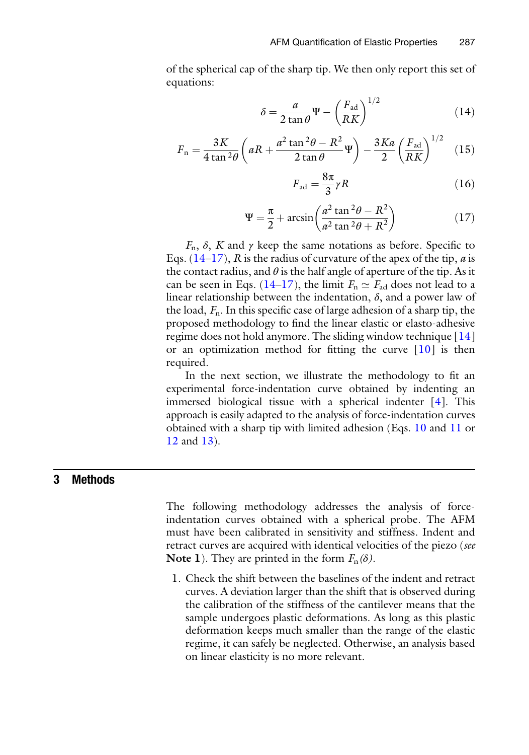of the spherical cap of the sharp tip. We then only report this set of equations:

$$\delta = \frac{a}{2\tan\theta}\Psi - \left(\frac{F_{ad}}{RK}\right)^{1/2} \tag{14}$$

$$F_n = \frac{3K}{4\tan^2\theta}\left(aR + \frac{a^2\tan^2\theta - R^2}{2\tan\theta}\Psi\right) - \frac{3Ka}{2}\left(\frac{F_{ad}}{RK}\right)^{1/2} \tag{15}$$

$$F_{ad} = \frac{8\pi}{3}\gamma R \tag{16}$$

$$\Psi = \frac{\pi}{2} + \arcsin\left(\frac{a^2\tan^2\theta - R^2}{a^2\tan^2\theta + R^2}\right) \tag{17}$$

$F_n$, $\delta$, $K$ and $\gamma$ keep the same notations as before. Specific to Eqs. (14–17), $R$ is the radius of curvature of the apex of the tip, $a$ is the contact radius, and $\theta$ is the half angle of aperture of the tip. As it can be seen in Eqs. (14–17), the limit $F_n \simeq F_{ad}$ does not lead to a linear relationship between the indentation, $\delta$, and a power law of the load, $F_n$. In this specific case of large adhesion of a sharp tip, the proposed methodology to find the linear elastic or elasto-adhesive regime does not hold anymore. The sliding window technique [14] or an optimization method for fitting the curve [10] is then required.

In the next section, we illustrate the methodology to fit an experimental force-indentation curve obtained by indenting an immersed biological tissue with a spherical indenter [4]. This approach is easily adapted to the analysis of force-indentation curves obtained with a sharp tip with limited adhesion (Eqs. 10 and 11 or 12 and 13).

## 3 Methods

The following methodology addresses the analysis of force-indentation curves obtained with a spherical probe. The AFM must have been calibrated in sensitivity and stiffness. Indent and retract curves are acquired with identical velocities of the piezo (*see* **Note 1**). They are printed in the form $F_n(\delta)$.

1. Check the shift between the baselines of the indent and retract curves. A deviation larger than the shift that is observed during the calibration of the stiffness of the cantilever means that the sample undergoes plastic deformations. As long as this plastic deformation keeps much smaller than the range of the elastic regime, it can safely be neglected. Otherwise, an analysis based on linear elasticity is no more relevant.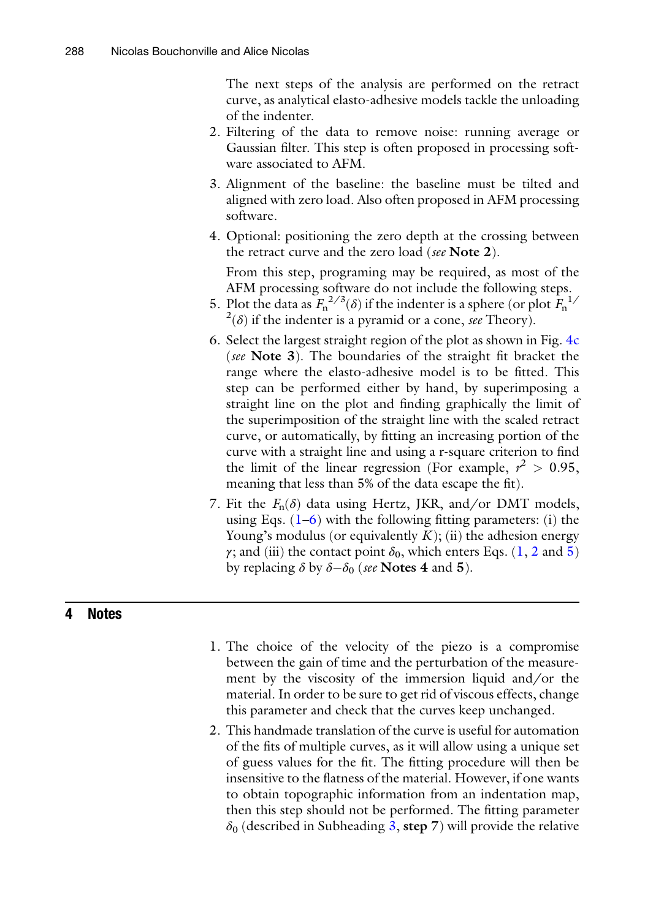The next steps of the analysis are performed on the retract curve, as analytical elasto-adhesive models tackle the unloading of the indenter.

2. Filtering of the data to remove noise: running average or Gaussian filter. This step is often proposed in processing software associated to AFM.
3. Alignment of the baseline: the baseline must be tilted and aligned with zero load. Also often proposed in AFM processing software.
4. Optional: positioning the zero depth at the crossing between the retract curve and the zero load (*see* **Note 2**).

   From this step, programing may be required, as most of the AFM processing software do not include the following steps.
5. Plot the data as $F_n^{2/3}(\delta)$ if the indenter is a sphere (or plot $F_n^{1/2}(\delta)$ if the indenter is a pyramid or a cone, *see* Theory).
6. Select the largest straight region of the plot as shown in Fig. 4c (*see* **Note 3**). The boundaries of the straight fit bracket the range where the elasto-adhesive model is to be fitted. This step can be performed either by hand, by superimposing a straight line on the plot and finding graphically the limit of the superimposition of the straight line with the scaled retract curve, or automatically, by fitting an increasing portion of the curve with a straight line and using a r-square criterion to find the limit of the linear regression (For example, $r^2 > 0.95$, meaning that less than 5% of the data escape the fit).
7. Fit the $F_n(\delta)$ data using Hertz, JKR, and/or DMT models, using Eqs. (1–6) with the following fitting parameters: (i) the Young's modulus (or equivalently $K$); (ii) the adhesion energy $\gamma$; and (iii) the contact point $\delta_0$, which enters Eqs. (1, 2 and 5) by replacing $\delta$ by $\delta - \delta_0$ (*see* **Notes 4** and **5**).

## 4 Notes

1. The choice of the velocity of the piezo is a compromise between the gain of time and the perturbation of the measurement by the viscosity of the immersion liquid and/or the material. In order to be sure to get rid of viscous effects, change this parameter and check that the curves keep unchanged.
2. This handmade translation of the curve is useful for automation of the fits of multiple curves, as it will allow using a unique set of guess values for the fit. The fitting procedure will then be insensitive to the flatness of the material. However, if one wants to obtain topographic information from an indentation map, then this step should not be performed. The fitting parameter $\delta_0$ (described in Subheading 3, **step 7**) will provide the relative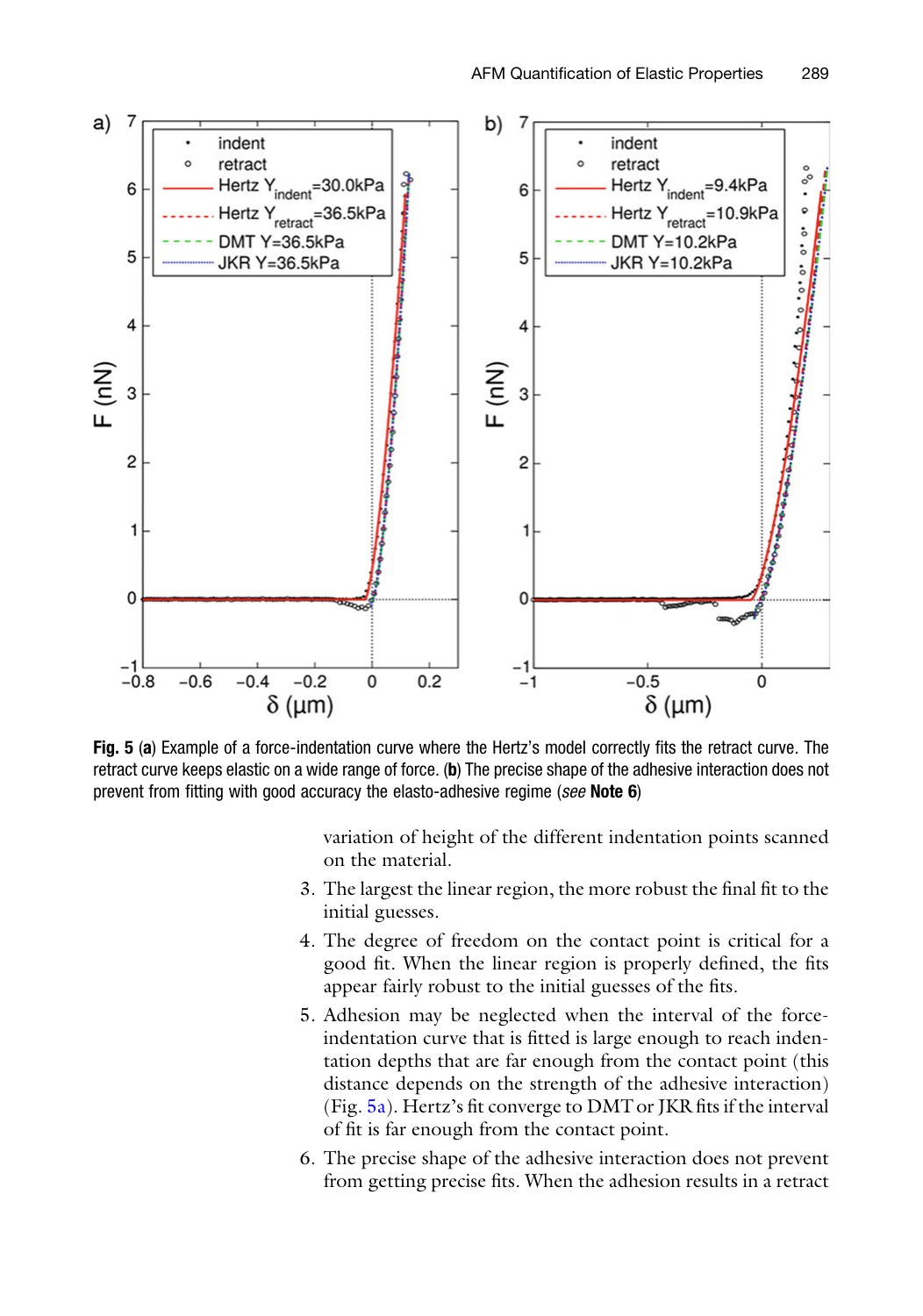**Fig. 5** (**a**) Example of a force-indentation curve where the Hertz's model correctly fits the retract curve. The retract curve keeps elastic on a wide range of force. (**b**) The precise shape of the adhesive interaction does not prevent from fitting with good accuracy the elasto-adhesive regime (*see* **Note 6**)

variation of height of the different indentation points scanned on the material.

3. The largest the linear region, the more robust the final fit to the initial guesses.
4. The degree of freedom on the contact point is critical for a good fit. When the linear region is properly defined, the fits appear fairly robust to the initial guesses of the fits.
5. Adhesion may be neglected when the interval of the force-indentation curve that is fitted is large enough to reach indentation depths that are far enough from the contact point (this distance depends on the strength of the adhesive interaction) (Fig. 5a). Hertz's fit converge to DMT or JKR fits if the interval of fit is far enough from the contact point.
6. The precise shape of the adhesive interaction does not prevent from getting precise fits. When the adhesion results in a retract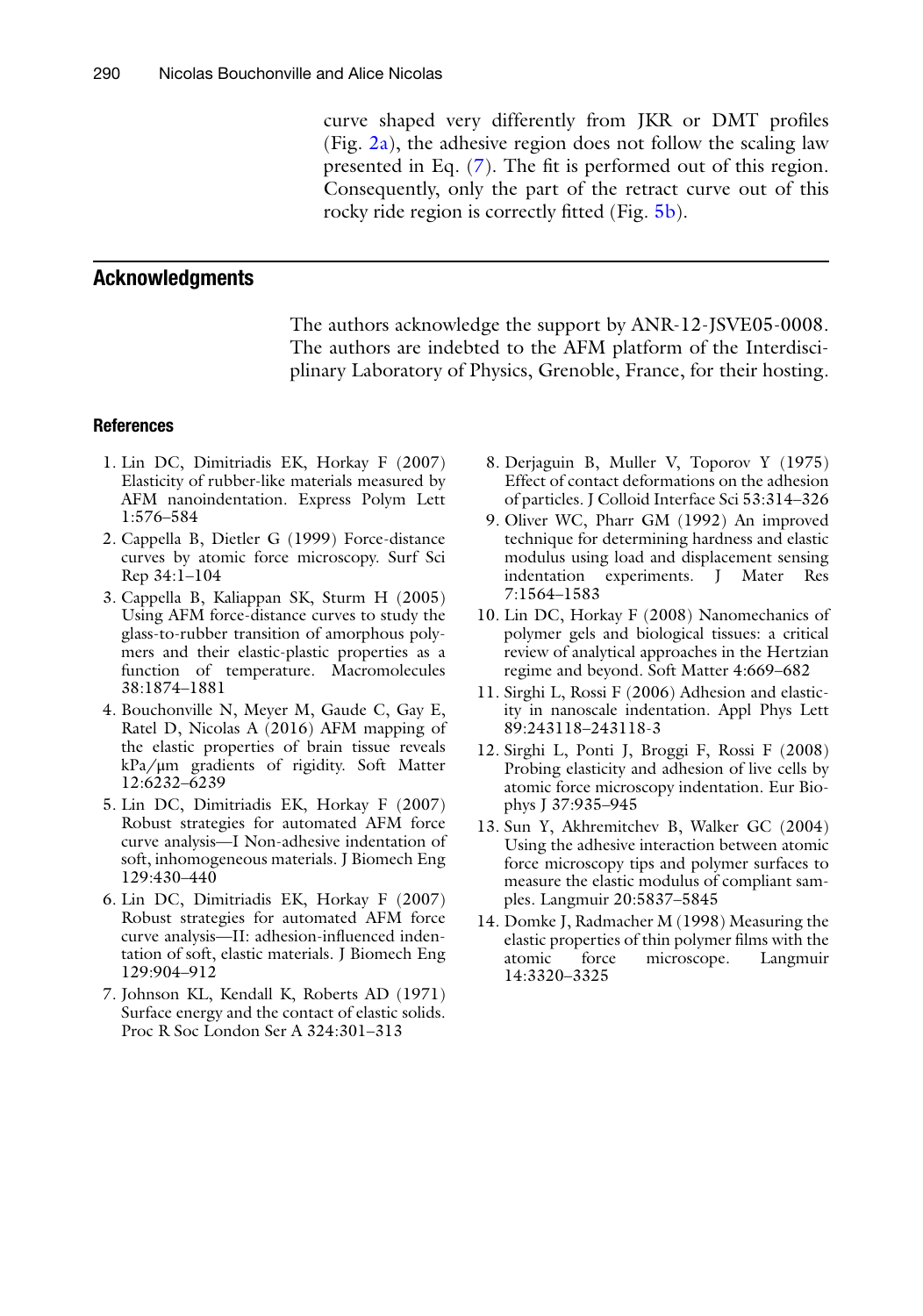curve shaped very differently from JKR or DMT profiles (Fig. 2a), the adhesive region does not follow the scaling law presented in Eq. (7). The fit is performed out of this region. Consequently, only the part of the retract curve out of this rocky ride region is correctly fitted (Fig. 5b).

## Acknowledgments

The authors acknowledge the support by ANR-12-JSVE05-0008. The authors are indebted to the AFM platform of the Interdisciplinary Laboratory of Physics, Grenoble, France, for their hosting.

### References

1. Lin DC, Dimitriadis EK, Horkay F (2007) Elasticity of rubber-like materials measured by AFM nanoindentation. Express Polym Lett 1:576–584
2. Cappella B, Dietler G (1999) Force-distance curves by atomic force microscopy. Surf Sci Rep 34:1–104
3. Cappella B, Kaliappan SK, Sturm H (2005) Using AFM force-distance curves to study the glass-to-rubber transition of amorphous polymers and their elastic-plastic properties as a function of temperature. Macromolecules 38:1874–1881
4. Bouchonville N, Meyer M, Gaude C, Gay E, Ratel D, Nicolas A (2016) AFM mapping of the elastic properties of brain tissue reveals kPa/μm gradients of rigidity. Soft Matter 12:6232–6239
5. Lin DC, Dimitriadis EK, Horkay F (2007) Robust strategies for automated AFM force curve analysis—I Non-adhesive indentation of soft, inhomogeneous materials. J Biomech Eng 129:430–440
6. Lin DC, Dimitriadis EK, Horkay F (2007) Robust strategies for automated AFM force curve analysis—II: adhesion-influenced indentation of soft, elastic materials. J Biomech Eng 129:904–912
7. Johnson KL, Kendall K, Roberts AD (1971) Surface energy and the contact of elastic solids. Proc R Soc London Ser A 324:301–313
8. Derjaguin B, Muller V, Toporov Y (1975) Effect of contact deformations on the adhesion of particles. J Colloid Interface Sci 53:314–326
9. Oliver WC, Pharr GM (1992) An improved technique for determining hardness and elastic modulus using load and displacement sensing indentation experiments. J Mater Res 7:1564–1583
10. Lin DC, Horkay F (2008) Nanomechanics of polymer gels and biological tissues: a critical review of analytical approaches in the Hertzian regime and beyond. Soft Matter 4:669–682
11. Sirghi L, Rossi F (2006) Adhesion and elasticity in nanoscale indentation. Appl Phys Lett 89:243118–243118-3
12. Sirghi L, Ponti J, Broggi F, Rossi F (2008) Probing elasticity and adhesion of live cells by atomic force microscopy indentation. Eur Biophys J 37:935–945
13. Sun Y, Akhremitchev B, Walker GC (2004) Using the adhesive interaction between atomic force microscopy tips and polymer surfaces to measure the elastic modulus of compliant samples. Langmuir 20:5837–5845
14. Domke J, Radmacher M (1998) Measuring the elastic properties of thin polymer films with the atomic force microscope. Langmuir 14:3320–3325